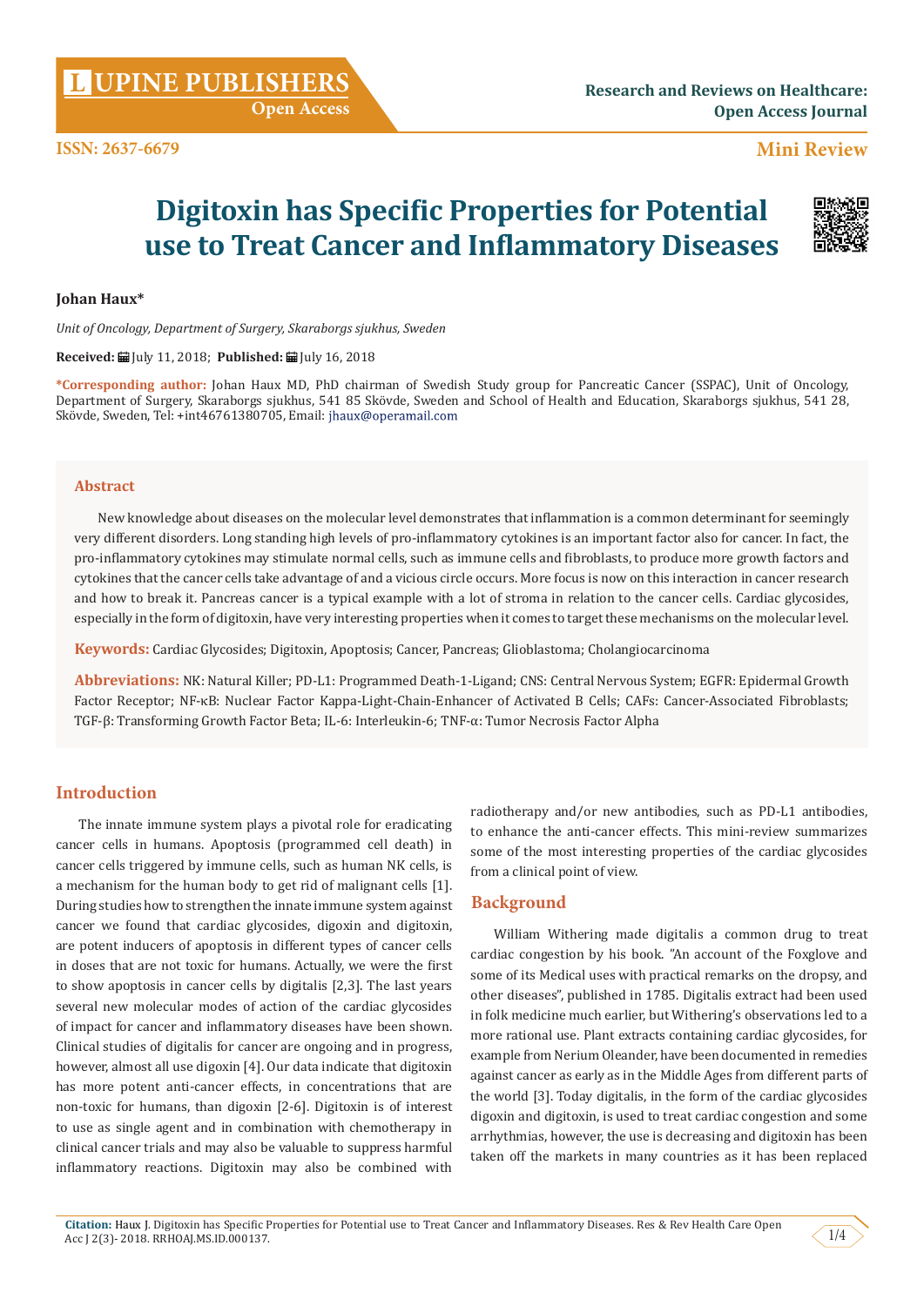Research and Reviews on Healthcare: Open Access Journal

ISSN: 2637-6679

Mini Review

# Digitoxin has Specific Properties for Potential use to Treat Cancer and Inflammatory Diseases

**Johan Haux***

*Unit of Oncology, Department of Surgery, Skaraborgs sjukhus, Sweden*

**Received:** July 11, 2018; **Published:** July 16, 2018

**\*Corresponding author:** Johan Haux MD, PhD chairman of Swedish Study group for Pancreatic Cancer (SSPAC), Unit of Oncology, Department of Surgery, Skaraborgs sjukhus, 541 85 Skövde, Sweden and School of Health and Education, Skaraborgs sjukhus, 541 28, Skövde, Sweden, Tel: +int46761380705, Email: jhaux@operamail.com

## Abstract

New knowledge about diseases on the molecular level demonstrates that inflammation is a common determinant for seemingly very different disorders. Long standing high levels of pro-inflammatory cytokines is an important factor also for cancer. In fact, the pro-inflammatory cytokines may stimulate normal cells, such as immune cells and fibroblasts, to produce more growth factors and cytokines that the cancer cells take advantage of and a vicious circle occurs. More focus is now on this interaction in cancer research and how to break it. Pancreas cancer is a typical example with a lot of stroma in relation to the cancer cells. Cardiac glycosides, especially in the form of digitoxin, have very interesting properties when it comes to target these mechanisms on the molecular level.

**Keywords:** Cardiac Glycosides; Digitoxin, Apoptosis; Cancer, Pancreas; Glioblastoma; Cholangiocarcinoma

**Abbreviations:** NK: Natural Killer; PD-L1: Programmed Death-1-Ligand; CNS: Central Nervous System; EGFR: Epidermal Growth Factor Receptor; NF-κB: Nuclear Factor Kappa-Light-Chain-Enhancer of Activated B Cells; CAFs: Cancer-Associated Fibroblasts; TGF-β: Transforming Growth Factor Beta; IL-6: Interleukin-6; TNF-α: Tumor Necrosis Factor Alpha

## Introduction

The innate immune system plays a pivotal role for eradicating cancer cells in humans. Apoptosis (programmed cell death) in cancer cells triggered by immune cells, such as human NK cells, is a mechanism for the human body to get rid of malignant cells [1]. During studies how to strengthen the innate immune system against cancer we found that cardiac glycosides, digoxin and digitoxin, are potent inducers of apoptosis in different types of cancer cells in doses that are not toxic for humans. Actually, we were the first to show apoptosis in cancer cells by digitalis [2,3]. The last years several new molecular modes of action of the cardiac glycosides of impact for cancer and inflammatory diseases have been shown. Clinical studies of digitalis for cancer are ongoing and in progress, however, almost all use digoxin [4]. Our data indicate that digitoxin has more potent anti-cancer effects, in concentrations that are non-toxic for humans, than digoxin [2-6]. Digitoxin is of interest to use as single agent and in combination with chemotherapy in clinical cancer trials and may also be valuable to suppress harmful inflammatory reactions. Digitoxin may also be combined with radiotherapy and/or new antibodies, such as PD-L1 antibodies, to enhance the anti-cancer effects. This mini-review summarizes some of the most interesting properties of the cardiac glycosides from a clinical point of view.

## Background

William Withering made digitalis a common drug to treat cardiac congestion by his book. "An account of the Foxglove and some of its Medical uses with practical remarks on the dropsy, and other diseases", published in 1785. Digitalis extract had been used in folk medicine much earlier, but Withering's observations led to a more rational use. Plant extracts containing cardiac glycosides, for example from Nerium Oleander, have been documented in remedies against cancer as early as in the Middle Ages from different parts of the world [3]. Today digitalis, in the form of the cardiac glycosides digoxin and digitoxin, is used to treat cardiac congestion and some arrhythmias, however, the use is decreasing and digitoxin has been taken off the markets in many countries as it has been replaced

**Citation:** Haux J. Digitoxin has Specific Properties for Potential use to Treat Cancer and Inflammatory Diseases. Res & Rev Health Care Open Acc J 2(3)- 2018. RRHOAJ.MS.ID.000137.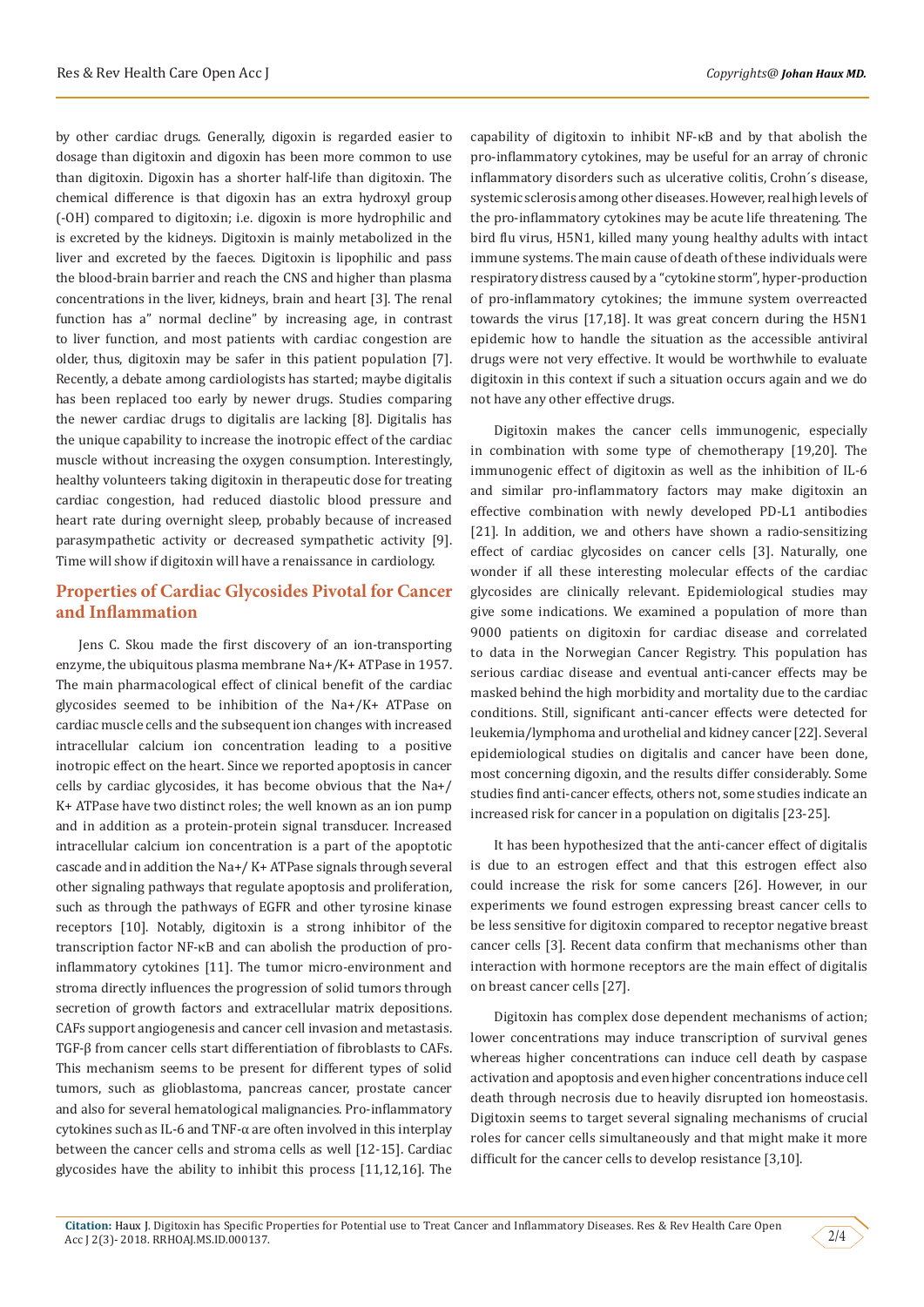by other cardiac drugs. Generally, digoxin is regarded easier to dosage than digitoxin and digoxin has been more common to use than digitoxin. Digoxin has a shorter half-life than digitoxin. The chemical difference is that digoxin has an extra hydroxyl group (-OH) compared to digitoxin; i.e. digoxin is more hydrophilic and is excreted by the kidneys. Digitoxin is mainly metabolized in the liver and excreted by the faeces. Digitoxin is lipophilic and pass the blood-brain barrier and reach the CNS and higher than plasma concentrations in the liver, kidneys, brain and heart [3]. The renal function has a" normal decline" by increasing age, in contrast to liver function, and most patients with cardiac congestion are older, thus, digitoxin may be safer in this patient population [7]. Recently, a debate among cardiologists has started; maybe digitalis has been replaced too early by newer drugs. Studies comparing the newer cardiac drugs to digitalis are lacking [8]. Digitalis has the unique capability to increase the inotropic effect of the cardiac muscle without increasing the oxygen consumption. Interestingly, healthy volunteers taking digitoxin in therapeutic dose for treating cardiac congestion, had reduced diastolic blood pressure and heart rate during overnight sleep, probably because of increased parasympathetic activity or decreased sympathetic activity [9]. Time will show if digitoxin will have a renaissance in cardiology.

## Properties of Cardiac Glycosides Pivotal for Cancer and Inflammation

Jens C. Skou made the first discovery of an ion-transporting enzyme, the ubiquitous plasma membrane $Na^+/K^+$ ATPase in 1957. The main pharmacological effect of clinical benefit of the cardiac glycosides seemed to be inhibition of the $Na^+/K^+$ ATPase on cardiac muscle cells and the subsequent ion changes with increased intracellular calcium ion concentration leading to a positive inotropic effect on the heart. Since we reported apoptosis in cancer cells by cardiac glycosides, it has become obvious that the $Na^+/K^+$ ATPase have two distinct roles; the well known as an ion pump and in addition as a protein-protein signal transducer. Increased intracellular calcium ion concentration is a part of the apoptotic cascade and in addition the $Na^+/K^+$ ATPase signals through several other signaling pathways that regulate apoptosis and proliferation, such as through the pathways of EGFR and other tyrosine kinase receptors [10]. Notably, digitoxin is a strong inhibitor of the transcription factor NF-κB and can abolish the production of pro-inflammatory cytokines [11]. The tumor micro-environment and stroma directly influences the progression of solid tumors through secretion of growth factors and extracellular matrix depositions. CAFs support angiogenesis and cancer cell invasion and metastasis. TGF-β from cancer cells start differentiation of fibroblasts to CAFs. This mechanism seems to be present for different types of solid tumors, such as glioblastoma, pancreas cancer, prostate cancer and also for several hematological malignancies. Pro-inflammatory cytokines such as IL-6 and TNF-α are often involved in this interplay between the cancer cells and stroma cells as well [12-15]. Cardiac glycosides have the ability to inhibit this process [11,12,16]. The capability of digitoxin to inhibit NF-κB and by that abolish the pro-inflammatory cytokines, may be useful for an array of chronic inflammatory disorders such as ulcerative colitis, Crohn´s disease, systemic sclerosis among other diseases. However, real high levels of the pro-inflammatory cytokines may be acute life threatening. The bird flu virus, H5N1, killed many young healthy adults with intact immune systems. The main cause of death of these individuals were respiratory distress caused by a "cytokine storm", hyper-production of pro-inflammatory cytokines; the immune system overreacted towards the virus [17,18]. It was great concern during the H5N1 epidemic how to handle the situation as the accessible antiviral drugs were not very effective. It would be worthwhile to evaluate digitoxin in this context if such a situation occurs again and we do not have any other effective drugs.

Digitoxin makes the cancer cells immunogenic, especially in combination with some type of chemotherapy [19,20]. The immunogenic effect of digitoxin as well as the inhibition of IL-6 and similar pro-inflammatory factors may make digitoxin an effective combination with newly developed PD-L1 antibodies [21]. In addition, we and others have shown a radio-sensitizing effect of cardiac glycosides on cancer cells [3]. Naturally, one wonder if all these interesting molecular effects of the cardiac glycosides are clinically relevant. Epidemiological studies may give some indications. We examined a population of more than 9000 patients on digitoxin for cardiac disease and correlated to data in the Norwegian Cancer Registry. This population has serious cardiac disease and eventual anti-cancer effects may be masked behind the high morbidity and mortality due to the cardiac conditions. Still, significant anti-cancer effects were detected for leukemia/lymphoma and urothelial and kidney cancer [22]. Several epidemiological studies on digitalis and cancer have been done, most concerning digoxin, and the results differ considerably. Some studies find anti-cancer effects, others not, some studies indicate an increased risk for cancer in a population on digitalis [23-25].

It has been hypothesized that the anti-cancer effect of digitalis is due to an estrogen effect and that this estrogen effect also could increase the risk for some cancers [26]. However, in our experiments we found estrogen expressing breast cancer cells to be less sensitive for digitoxin compared to receptor negative breast cancer cells [3]. Recent data confirm that mechanisms other than interaction with hormone receptors are the main effect of digitalis on breast cancer cells [27].

Digitoxin has complex dose dependent mechanisms of action; lower concentrations may induce transcription of survival genes whereas higher concentrations can induce cell death by caspase activation and apoptosis and even higher concentrations induce cell death through necrosis due to heavily disrupted ion homeostasis. Digitoxin seems to target several signaling mechanisms of crucial roles for cancer cells simultaneously and that might make it more difficult for the cancer cells to develop resistance [3,10].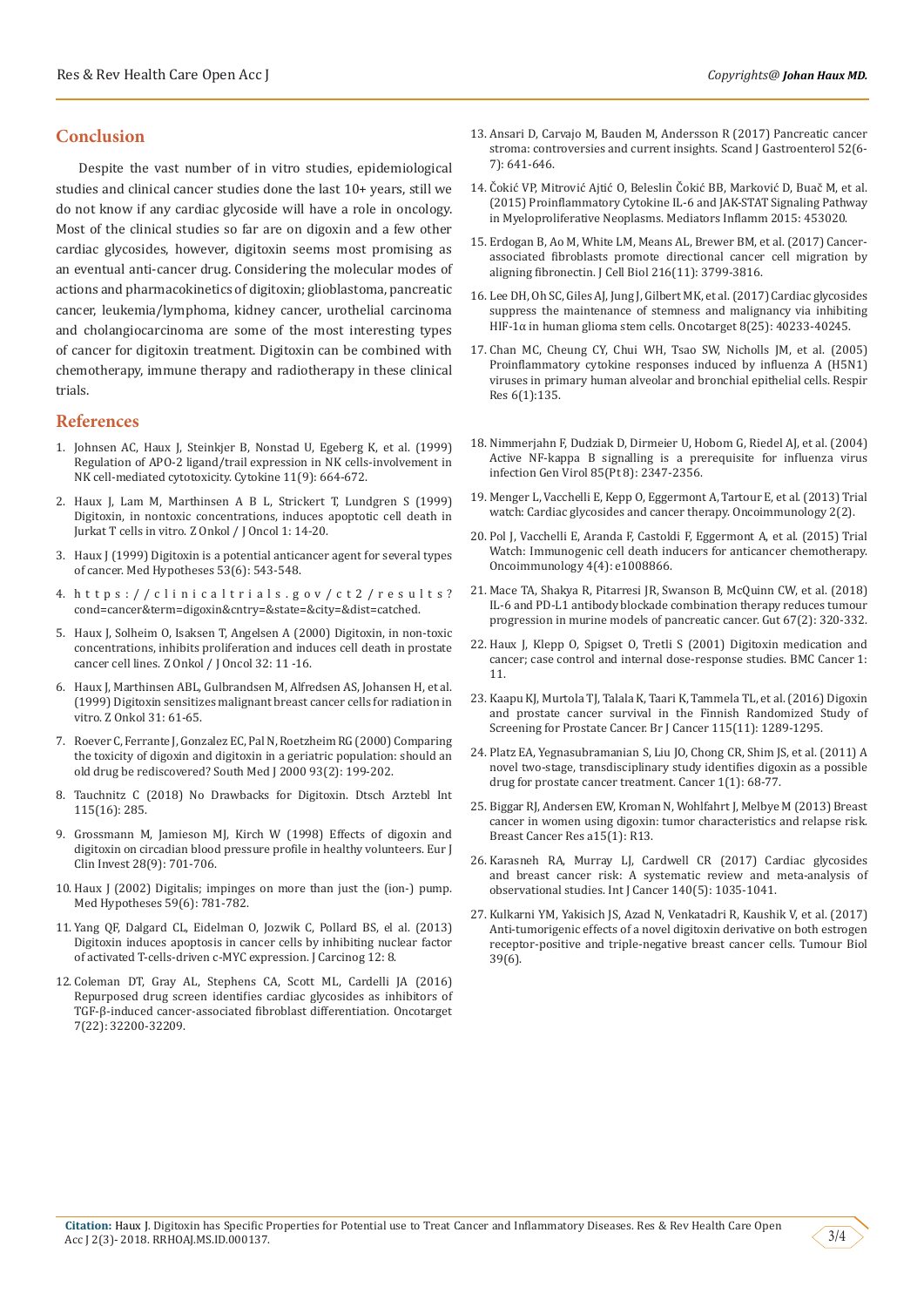## Conclusion

Despite the vast number of in vitro studies, epidemiological studies and clinical cancer studies done the last 10+ years, still we do not know if any cardiac glycoside will have a role in oncology. Most of the clinical studies so far are on digoxin and a few other cardiac glycosides, however, digitoxin seems most promising as an eventual anti-cancer drug. Considering the molecular modes of actions and pharmacokinetics of digitoxin; glioblastoma, pancreatic cancer, leukemia/lymphoma, kidney cancer, urothelial carcinoma and cholangiocarcinoma are some of the most interesting types of cancer for digitoxin treatment. Digitoxin can be combined with chemotherapy, immune therapy and radiotherapy in these clinical trials.

## References

1. Johnsen AC, Haux J, Steinkjer B, Nonstad U, Egeberg K, et al. (1999) Regulation of APO-2 ligand/trail expression in NK cells-involvement in NK cell-mediated cytotoxicity. Cytokine 11(9): 664-672.
2. Haux J, Lam M, Marthinsen A B L, Strickert T, Lundgren S (1999) Digitoxin, in nontoxic concentrations, induces apoptotic cell death in Jurkat T cells in vitro. Z Onkol / J Oncol 1: 14-20.
3. Haux J (1999) Digitoxin is a potential anticancer agent for several types of cancer. Med Hypotheses 53(6): 543-548.
4. https://clinicaltrials.gov/ct2/results?cond=cancer&term=digoxin&cntry=&state=&city=&dist=catched.
5. Haux J, Solheim O, Isaksen T, Angelsen A (2000) Digitoxin, in non-toxic concentrations, inhibits proliferation and induces cell death in prostate cancer cell lines. Z Onkol / J Oncol 32: 11 -16.
6. Haux J, Marthinsen ABL, Gulbrandsen M, Alfredsen AS, Johansen H, et al. (1999) Digitoxin sensitizes malignant breast cancer cells for radiation in vitro. Z Onkol 31: 61-65.
7. Roever C, Ferrante J, Gonzalez EC, Pal N, Roetzheim RG (2000) Comparing the toxicity of digoxin and digitoxin in a geriatric population: should an old drug be rediscovered? South Med J 2000 93(2): 199-202.
8. Tauchnitz C (2018) No Drawbacks for Digitoxin. Dtsch Arztebl Int 115(16): 285.
9. Grossmann M, Jamieson MJ, Kirch W (1998) Effects of digoxin and digitoxin on circadian blood pressure profile in healthy volunteers. Eur J Clin Invest 28(9): 701-706.
10. Haux J (2002) Digitalis; impinges on more than just the (ion-) pump. Med Hypotheses 59(6): 781-782.
11. Yang QF, Dalgard CL, Eidelman O, Jozwik C, Pollard BS, el al. (2013) Digitoxin induces apoptosis in cancer cells by inhibiting nuclear factor of activated T-cells-driven c-MYC expression. J Carcinog 12: 8.
12. Coleman DT, Gray AL, Stephens CA, Scott ML, Cardelli JA (2016) Repurposed drug screen identifies cardiac glycosides as inhibitors of TGF-β-induced cancer-associated fibroblast differentiation. Oncotarget 7(22): 32200-32209.
13. Ansari D, Carvajo M, Bauden M, Andersson R (2017) Pancreatic cancer stroma: controversies and current insights. Scand J Gastroenterol 52(6-7): 641-646.
14. Čokić VP, Mitrović Ajtić O, Beleslin Čokić BB, Marković D, Buač M, et al. (2015) Proinflammatory Cytokine IL-6 and JAK-STAT Signaling Pathway in Myeloproliferative Neoplasms. Mediators Inflamm 2015: 453020.
15. Erdogan B, Ao M, White LM, Means AL, Brewer BM, et al. (2017) Cancer-associated fibroblasts promote directional cancer cell migration by aligning fibronectin. J Cell Biol 216(11): 3799-3816.
16. Lee DH, Oh SC, Giles AJ, Jung J, Gilbert MK, et al. (2017) Cardiac glycosides suppress the maintenance of stemness and malignancy via inhibiting HIF-1α in human glioma stem cells. Oncotarget 8(25): 40233-40245.
17. Chan MC, Cheung CY, Chui WH, Tsao SW, Nicholls JM, et al. (2005) Proinflammatory cytokine responses induced by influenza A (H5N1) viruses in primary human alveolar and bronchial epithelial cells. Respir Res 6(1):135.
18. Nimmerjahn F, Dudziak D, Dirmeier U, Hobom G, Riedel AJ, et al. (2004) Active NF-kappa B signalling is a prerequisite for influenza virus infection Gen Virol 85(Pt 8): 2347-2356.
19. Menger L, Vacchelli E, Kepp O, Eggermont A, Tartour E, et al. (2013) Trial watch: Cardiac glycosides and cancer therapy. Oncoimmunology 2(2).
20. Pol J, Vacchelli E, Aranda F, Castoldi F, Eggermont A, et al. (2015) Trial Watch: Immunogenic cell death inducers for anticancer chemotherapy. Oncoimmunology 4(4): e1008866.
21. Mace TA, Shakya R, Pitarresi JR, Swanson B, McQuinn CW, et al. (2018) IL-6 and PD-L1 antibody blockade combination therapy reduces tumour progression in murine models of pancreatic cancer. Gut 67(2): 320-332.
22. Haux J, Klepp O, Spigset O, Tretli S (2001) Digitoxin medication and cancer; case control and internal dose-response studies. BMC Cancer 1: 11.
23. Kaapu KJ, Murtola TJ, Talala K, Taari K, Tammela TL, et al. (2016) Digoxin and prostate cancer survival in the Finnish Randomized Study of Screening for Prostate Cancer. Br J Cancer 115(11): 1289-1295.
24. Platz EA, Yegnasubramanian S, Liu JO, Chong CR, Shim JS, et al. (2011) A novel two-stage, transdisciplinary study identifies digoxin as a possible drug for prostate cancer treatment. Cancer 1(1): 68-77.
25. Biggar RJ, Andersen EW, Kroman N, Wohlfahrt J, Melbye M (2013) Breast cancer in women using digoxin: tumor characteristics and relapse risk. Breast Cancer Res a15(1): R13.
26. Karasneh RA, Murray LJ, Cardwell CR (2017) Cardiac glycosides and breast cancer risk: A systematic review and meta-analysis of observational studies. Int J Cancer 140(5): 1035-1041.
27. Kulkarni YM, Yakisich JS, Azad N, Venkatadri R, Kaushik V, et al. (2017) Anti-tumorigenic effects of a novel digitoxin derivative on both estrogen receptor-positive and triple-negative breast cancer cells. Tumour Biol 39(6).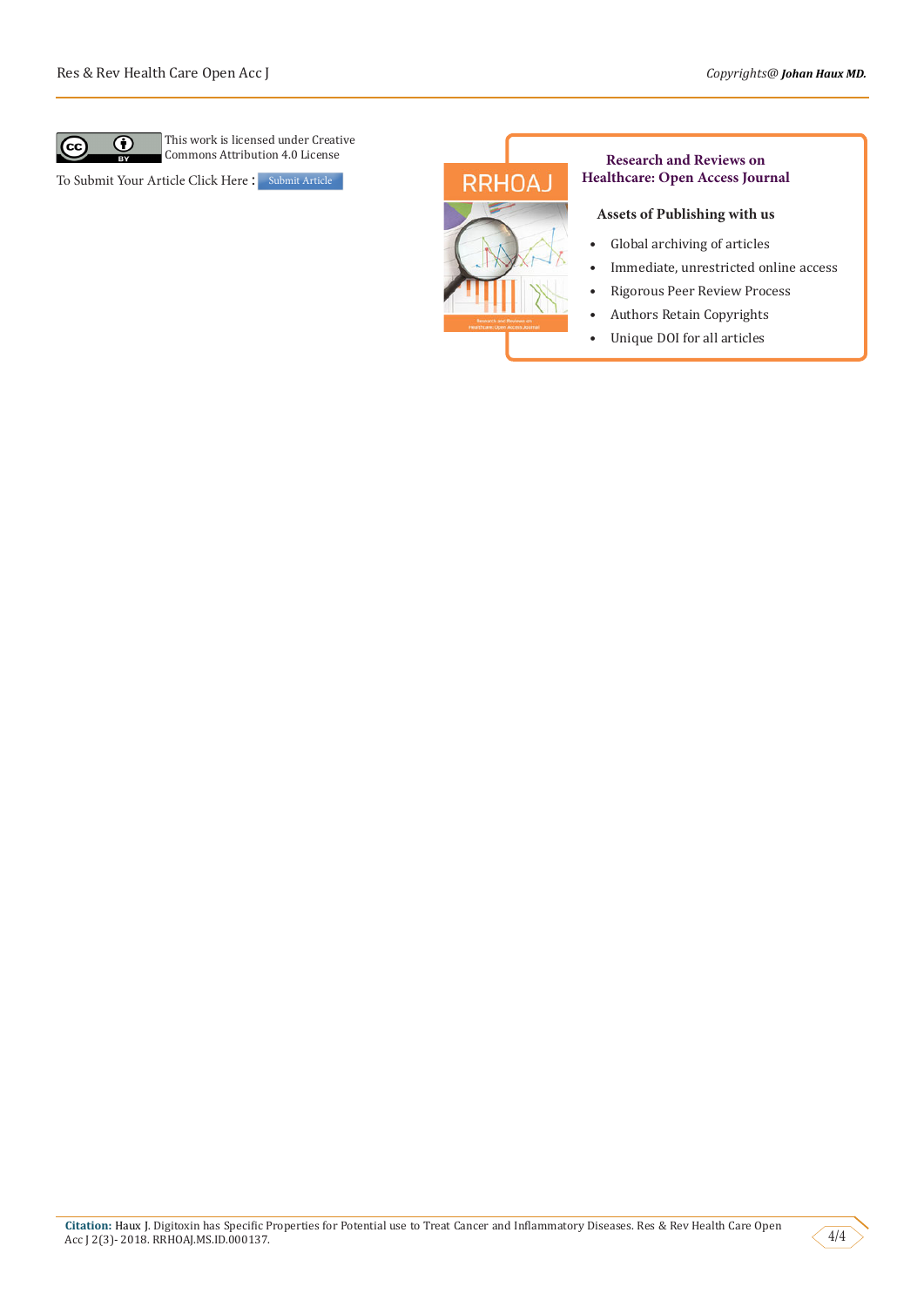This work is licensed under Creative Commons Attribution 4.0 License

To Submit Your Article Click Here : Submit Article

**Research and Reviews on Healthcare: Open Access Journal**

**Assets of Publishing with us**

- Global archiving of articles
- Immediate, unrestricted online access
- Rigorous Peer Review Process
- Authors Retain Copyrights
- Unique DOI for all articles